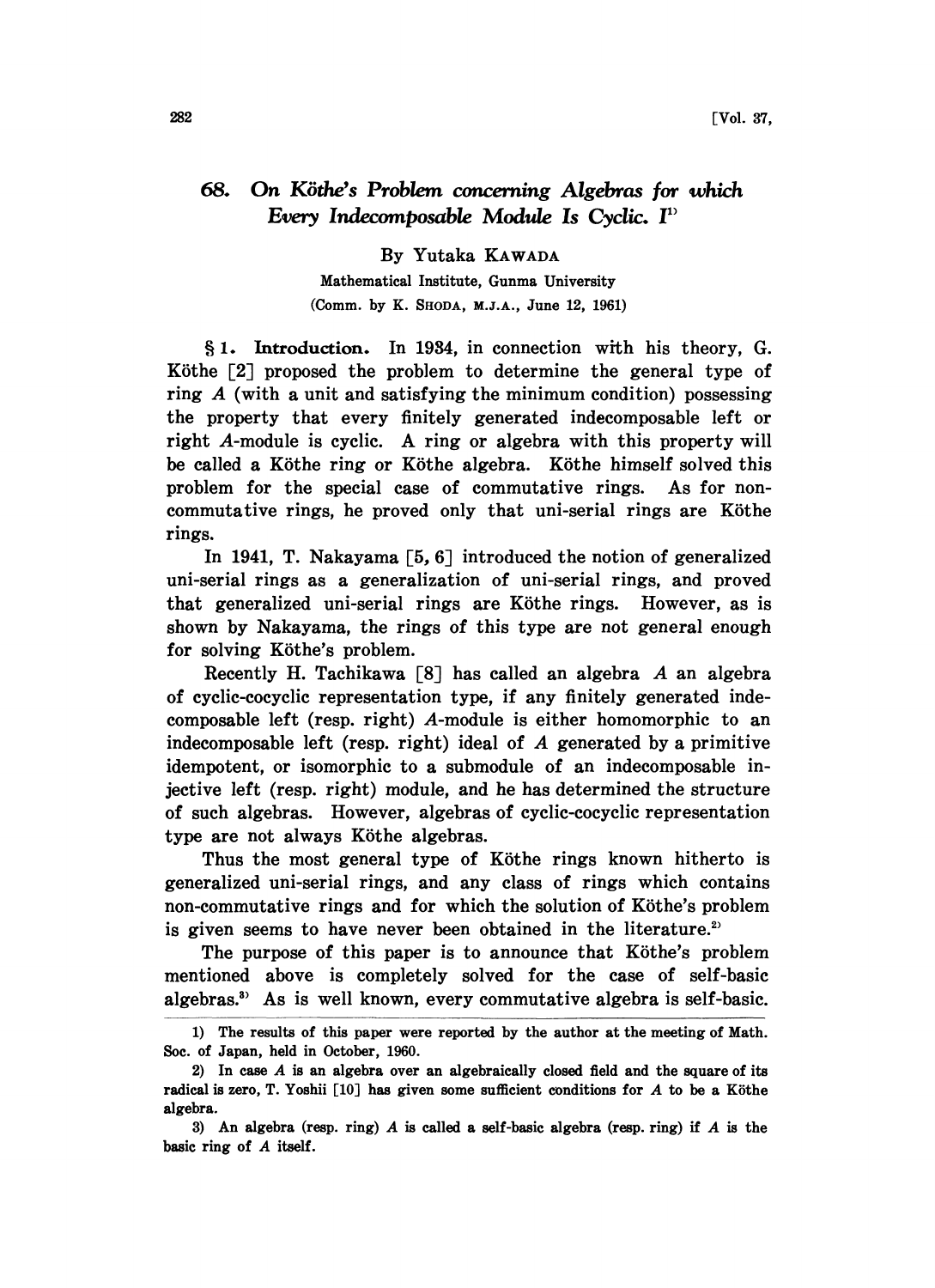# 68. On Köthe's Problem concerning Algebras for which Every Indecomposable Module Is Cyclic. I[1]

By Yutaka KAWADA

Mathematical Institute, Gunma University

(Comm. by K. SHODA, M.J.A., June 12, 1961)

§ 1. **Introduction.** In 1934, in connection with his theory, G. Köthe [2] proposed the problem to determine the general type of ring $A$ (with a unit and satisfying the minimum condition) possessing the property that every finitely generated indecomposable left or right $A$-module is cyclic. A ring or algebra with this property will be called a Köthe ring or Köthe algebra. Köthe himself solved this problem for the special case of commutative rings. As for non-commutative rings, he proved only that uni-serial rings are Köthe rings.

In 1941, T. Nakayama [5, 6] introduced the notion of generalized uni-serial rings as a generalization of uni-serial rings, and proved that generalized uni-serial rings are Köthe rings. However, as is shown by Nakayama, the rings of this type are not general enough for solving Köthe's problem.

Recently H. Tachikawa [8] has called an algebra $A$ an algebra of cyclic-cocyclic representation type, if any finitely generated indecomposable left (resp. right) $A$-module is either homomorphic to an indecomposable left (resp. right) ideal of $A$ generated by a primitive idempotent, or isomorphic to a submodule of an indecomposable injective left (resp. right) module, and he has determined the structure of such algebras. However, algebras of cyclic-cocyclic representation type are not always Köthe algebras.

Thus the most general type of Köthe rings known hitherto is generalized uni-serial rings, and any class of rings which contains non-commutative rings and for which the solution of Köthe's problem is given seems to have never been obtained in the literature.[2]

The purpose of this paper is to announce that Köthe's problem mentioned above is completely solved for the case of self-basic algebras.[3] As is well known, every commutative algebra is self-basic.

---

1) The results of this paper were reported by the author at the meeting of Math. Soc. of Japan, held in October, 1960.

2) In case $A$ is an algebra over an algebraically closed field and the square of its radical is zero, T. Yoshii [10] has given some sufficient conditions for $A$ to be a Köthe algebra.

3) An algebra (resp. ring) $A$ is called a self-basic algebra (resp. ring) if $A$ is the basic ring of $A$ itself.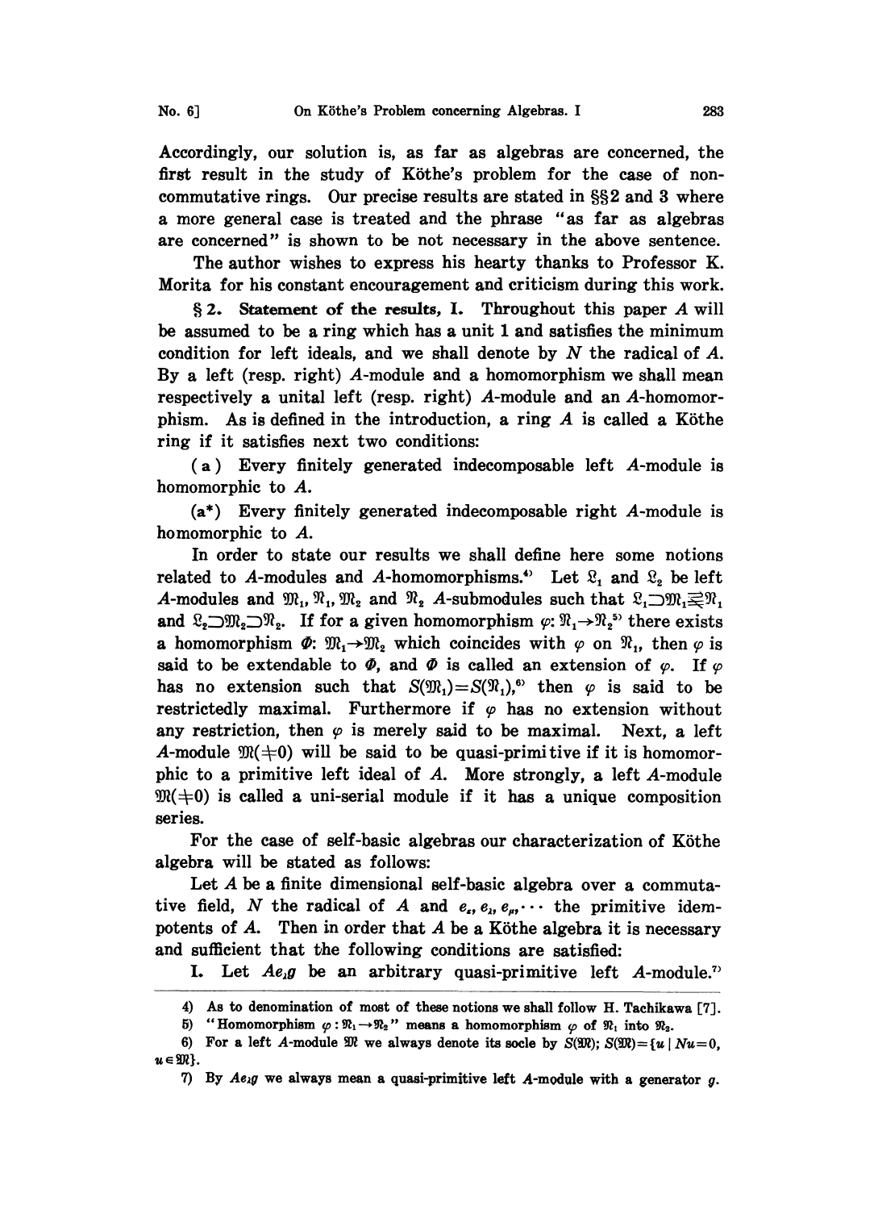Accordingly, our solution is, as far as algebras are concerned, the first result in the study of Köthe's problem for the case of non-commutative rings. Our precise results are stated in §§2 and 3 where a more general case is treated and the phrase "as far as algebras are concerned" is shown to be not necessary in the above sentence.

The author wishes to express his hearty thanks to Professor K. Morita for his constant encouragement and criticism during this work.

§ 2. **Statement of the results, I.** Throughout this paper $A$ will be assumed to be a ring which has a unit 1 and satisfies the minimum condition for left ideals, and we shall denote by $N$ the radical of $A$. By a left (resp. right) $A$-module and a homomorphism we shall mean respectively a unital left (resp. right) $A$-module and an $A$-homomorphism. As is defined in the introduction, a ring $A$ is called a Köthe ring if it satisfies next two conditions:

(a) Every finitely generated indecomposable left $A$-module is homomorphic to $A$.

(a*) Every finitely generated indecomposable right $A$-module is homomorphic to $A$.

In order to state our results we shall define here some notions related to $A$-modules and $A$-homomorphisms.[4] Let $\mathfrak{L}_1$ and $\mathfrak{L}_2$ be left $A$-modules and $\mathfrak{M}_1, \mathfrak{N}_1, \mathfrak{M}_2$ and $\mathfrak{N}_2$ $A$-submodules such that $\mathfrak{L}_1 \supset \mathfrak{M}_1 \supsetneqq \mathfrak{N}_1$ and $\mathfrak{L}_2 \supset \mathfrak{M}_2 \supset \mathfrak{N}_2$. If for a given homomorphism $\varphi: \mathfrak{N}_1 \to \mathfrak{N}_2$[5] there exists a homomorphism $\Phi$: $\mathfrak{M}_1 \to \mathfrak{M}_2$ which coincides with $\varphi$ on $\mathfrak{N}_1$, then $\varphi$ is said to be extendable to $\Phi$, and $\Phi$ is called an extension of $\varphi$. If $\varphi$ has no extension such that $S(\mathfrak{M}_1) = S(\mathfrak{N}_1)$,[6] then $\varphi$ is said to be restrictedly maximal. Furthermore if $\varphi$ has no extension without any restriction, then $\varphi$ is merely said to be maximal. Next, a left $A$-module $\mathfrak{M}(\neq 0)$ will be said to be quasi-primitive if it is homomorphic to a primitive left ideal of $A$. More strongly, a left $A$-module $\mathfrak{M}(\neq 0)$ is called a uni-serial module if it has a unique composition series.

For the case of self-basic algebras our characterization of Köthe algebra will be stated as follows:

Let $A$ be a finite dimensional self-basic algebra over a commutative field, $N$ the radical of $A$ and $e_\varepsilon, e_\lambda, e_\mu, \cdots$ the primitive idempotents of $A$. Then in order that $A$ be a Köthe algebra it is necessary and sufficient that the following conditions are satisfied:

I. Let $Ae_\lambda g$ be an arbitrary quasi-primitive left $A$-module.[7]

---

4) As to denomination of most of these notions we shall follow H. Tachikawa [7].

5) "Homomorphism $\varphi: \mathfrak{N}_1 \to \mathfrak{N}_2$" means a homomorphism $\varphi$ of $\mathfrak{N}_1$ into $\mathfrak{N}_2$.

6) For a left $A$-module $\mathfrak{M}$ we always denote its socle by $S(\mathfrak{M})$; $S(\mathfrak{M}) = \{u \mid Nu = 0, u \in \mathfrak{M}\}$.

7) By $Ae_\lambda g$ we always mean a quasi-primitive left $A$-module with a generator $g$.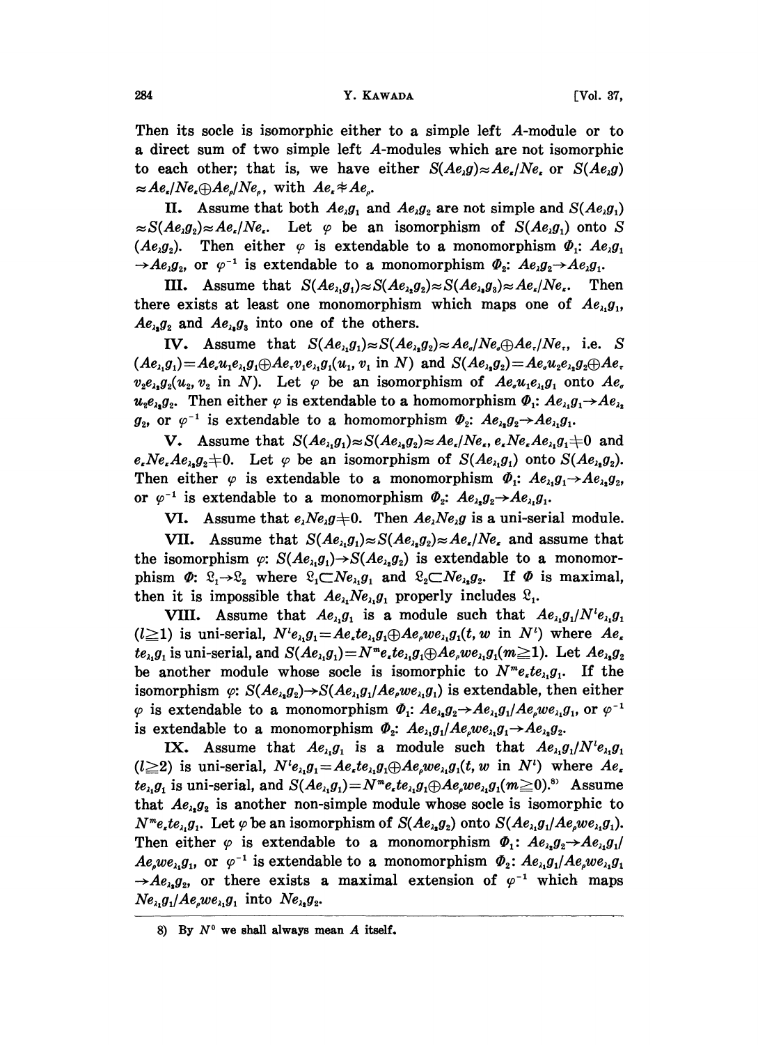Then its socle is isomorphic either to a simple left $A$-module or to a direct sum of two simple left $A$-modules which are not isomorphic to each other; that is, we have either $S(Ae_\lambda g)\approx Ae_\kappa/Ne_\kappa$ or $S(Ae_\lambda g)\approx Ae_\kappa/Ne_\kappa \oplus Ae_\rho/Ne_\rho$, with $Ae_\kappa \not\approx Ae_\rho$.

**II.** Assume that both $Ae_\lambda g_1$ and $Ae_\lambda g_2$ are not simple and $S(Ae_\lambda g_1)\approx S(Ae_\lambda g_2)\approx Ae_\kappa/Ne_\kappa$. Let $\varphi$ be an isomorphism of $S(Ae_\lambda g_1)$ onto $S(Ae_\lambda g_2)$. Then either $\varphi$ is extendable to a monomorphism $\Phi_1$: $Ae_\lambda g_1 \to Ae_\lambda g_2$, or $\varphi^{-1}$ is extendable to a monomorphism $\Phi_2$: $Ae_\lambda g_2 \to Ae_\lambda g_1$.

**III.** Assume that $S(Ae_{\lambda_1} g_1)\approx S(Ae_{\lambda_2} g_2)\approx S(Ae_{\lambda_3} g_3)\approx Ae_\kappa/Ne_\kappa$. Then there exists at least one monomorphism which maps one of $Ae_{\lambda_1}g_1$, $Ae_{\lambda_2}g_2$ and $Ae_{\lambda_3}g_3$ into one of the others.

**IV.** Assume that $S(Ae_{\lambda_1}g_1)\approx S(Ae_{\lambda_2}g_2)\approx Ae_\sigma/Ne_\sigma \oplus Ae_\tau/Ne_\tau$, i.e. $S(Ae_{\lambda_1}g_1)=Ae_\sigma u_1 e_{\lambda_1} g_1 \oplus Ae_\tau v_1 e_{\lambda_1} g_1 (u_1, v_1 \text{ in } N)$ and $S(Ae_{\lambda_2}g_2)=Ae_\sigma u_2 e_{\lambda_2} g_2 \oplus Ae_\tau v_2 e_{\lambda_2} g_2 (u_2, v_2 \text{ in } N)$. Let $\varphi$ be an isomorphism of $Ae_\sigma u_1 e_{\lambda_1} g_1$ onto $Ae_\sigma u_2 e_{\lambda_2} g_2$. Then either $\varphi$ is extendable to a homomorphism $\Phi_1$: $Ae_{\lambda_1}g_1 \to Ae_{\lambda_2}g_2$, or $\varphi^{-1}$ is extendable to a homomorphism $\Phi_2$: $Ae_{\lambda_2}g_2 \to Ae_{\lambda_1}g_1$.

**V.** Assume that $S(Ae_{\lambda_1}g_1)\approx S(Ae_{\lambda_2}g_2)\approx Ae_\kappa/Ne_\kappa$, $e_\kappa Ne_\kappa Ae_{\lambda_1}g_1 \neq 0$ and $e_\kappa Ne_\kappa Ae_{\lambda_2}g_2 \neq 0$. Let $\varphi$ be an isomorphism of $S(Ae_{\lambda_1}g_1)$ onto $S(Ae_{\lambda_2}g_2)$. Then either $\varphi$ is extendable to a monomorphism $\Phi_1$: $Ae_{\lambda_1}g_1 \to Ae_{\lambda_2}g_2$, or $\varphi^{-1}$ is extendable to a monomorphism $\Phi_2$: $Ae_{\lambda_2}g_2 \to Ae_{\lambda_1}g_1$.

**VI.** Assume that $e_\lambda Ne_\lambda g \neq 0$. Then $Ae_\lambda Ne_\lambda g$ is a uni-serial module.

**VII.** Assume that $S(Ae_{\lambda_1}g_1)\approx S(Ae_{\lambda_2}g_2)\approx Ae_\kappa/Ne_\kappa$ and assume that the isomorphism $\varphi$: $S(Ae_{\lambda_1}g_1)\to S(Ae_{\lambda_2}g_2)$ is extendable to a monomorphism $\Phi$: $\mathfrak{L}_1 \to \mathfrak{L}_2$ where $\mathfrak{L}_1 \subset Ne_{\lambda_1}g_1$ and $\mathfrak{L}_2 \subset Ne_{\lambda_2}g_2$. If $\Phi$ is maximal, then it is impossible that $Ae_{\lambda_1}Ne_{\lambda_1}g_1$ properly includes $\mathfrak{L}_1$.

**VIII.** Assume that $Ae_{\lambda_1}g_1$ is a module such that $Ae_{\lambda_1}g_1/N^l e_{\lambda_1}g_1$ $(l \geqq 1)$ is uni-serial, $N^l e_{\lambda_1}g_1 = Ae_\kappa te_{\lambda_1}g_1 \oplus Ae_\rho we_{\lambda_1}g_1 (t, w \text{ in } N^l)$ where $Ae_\kappa te_{\lambda_1}g_1$ is uni-serial, and $S(Ae_{\lambda_1}g_1)=N^m e_\kappa te_{\lambda_1}g_1 \oplus Ae_\rho we_{\lambda_1}g_1 (m \geqq 1)$. Let $Ae_{\lambda_2}g_2$ be another module whose socle is isomorphic to $N^m e_\kappa te_{\lambda_1}g_1$. If the isomorphism $\varphi$: $S(Ae_{\lambda_2}g_2)\to S(Ae_{\lambda_1}g_1/Ae_\rho we_{\lambda_1}g_1)$ is extendable, then either $\varphi$ is extendable to a monomorphism $\Phi_1$: $Ae_{\lambda_2}g_2 \to Ae_{\lambda_1}g_1/Ae_\rho we_{\lambda_1}g_1$, or $\varphi^{-1}$ is extendable to a monomorphism $\Phi_2$: $Ae_{\lambda_1}g_1/Ae_\rho we_{\lambda_1}g_1 \to Ae_{\lambda_2}g_2$.

**IX.** Assume that $Ae_{\lambda_1}g_1$ is a module such that $Ae_{\lambda_1}g_1/N^l e_{\lambda_1}g_1$ $(l \geqq 2)$ is uni-serial, $N^l e_{\lambda_1}g_1 = Ae_\kappa te_{\lambda_1}g_1 \oplus Ae_\rho we_{\lambda_1}g_1 (t, w \text{ in } N^l)$ where $Ae_\kappa te_{\lambda_1}g_1$ is uni-serial, and $S(Ae_{\lambda_1}g_1)=N^m e_\kappa te_{\lambda_1}g_1 \oplus Ae_\rho we_{\lambda_1}g_1 (m \geqq 0)$.[8] Assume that $Ae_{\lambda_2}g_2$ is another non-simple module whose socle is isomorphic to $N^m e_\kappa te_{\lambda_1}g_1$. Let $\varphi$ be an isomorphism of $S(Ae_{\lambda_2}g_2)$ onto $S(Ae_{\lambda_1}g_1/Ae_\rho we_{\lambda_1}g_1)$. Then either $\varphi$ is extendable to a monomorphism $\Phi_1$: $Ae_{\lambda_2}g_2 \to Ae_{\lambda_1}g_1/Ae_\rho we_{\lambda_1}g_1$, or $\varphi^{-1}$ is extendable to a monomorphism $\Phi_2$: $Ae_{\lambda_1}g_1/Ae_\rho we_{\lambda_1}g_1 \to Ae_{\lambda_2}g_2$, or there exists a maximal extension of $\varphi^{-1}$ which maps $Ne_{\lambda_1}g_1/Ae_\rho we_{\lambda_1}g_1$ into $Ne_{\lambda_2}g_2$.

---

8) By $N^0$ we shall always mean $A$ itself.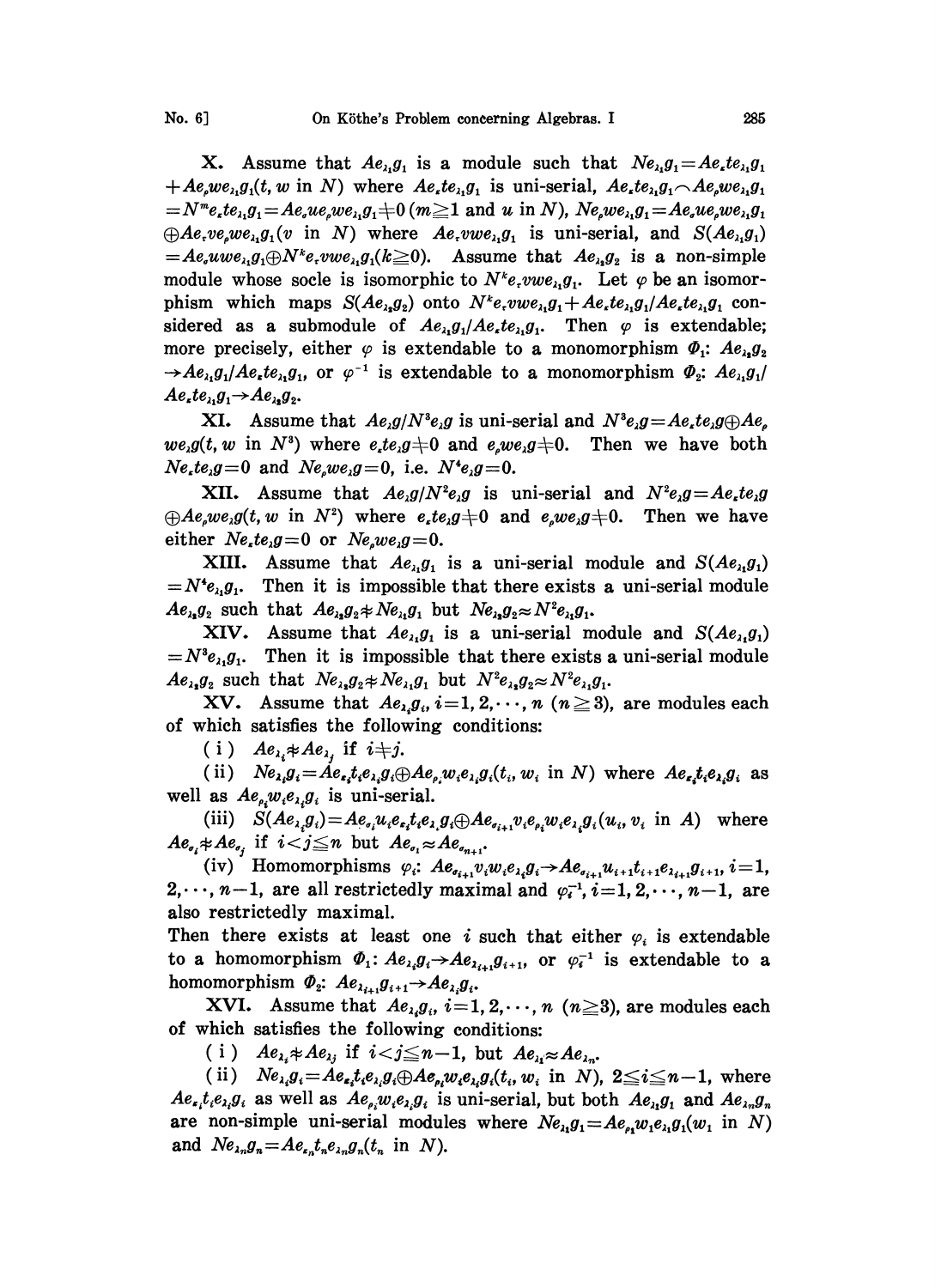**X.** Assume that $Ae_{\lambda_1}g_1$ is a module such that $Ne_{\lambda_1}g_1 = Ae_\varepsilon te_{\lambda_1}g_1 + Ae_\rho we_{\lambda_1}g_1 (t, w \text{ in } N)$ where $Ae_\varepsilon te_{\lambda_1}g_1$ is uni-serial, $Ae_\varepsilon te_{\lambda_1}g_1 \frown Ae_\rho we_{\lambda_1}g_1 = N^m e_\varepsilon te_{\lambda_1}g_1 = Ae_\sigma ue_\rho we_{\lambda_1}g_1 \neq 0$ ($m \geqq 1$ and $u$ in $N$), $Ne_\rho we_{\lambda_1}g_1 = Ae_\sigma ue_\rho we_{\lambda_1}g_1 \oplus Ae_\tau ve_\rho we_{\lambda_1}g_1 (v \text{ in } N)$ where $Ae_\tau vwe_{\lambda_1}g_1$ is uni-serial, and $S(Ae_{\lambda_1}g_1) = Ae_\sigma uwe_{\lambda_1}g_1 \oplus N^k e_\tau vwe_{\lambda_1}g_1 (k \geqq 0)$. Assume that $Ae_{\lambda_2}g_2$ is a non-simple module whose socle is isomorphic to $N^k e_\tau vwe_{\lambda_1}g_1$. Let $\varphi$ be an isomorphism which maps $S(Ae_{\lambda_2}g_2)$ onto $N^k e_\tau vwe_{\lambda_1}g_1 + Ae_\varepsilon te_{\lambda_1}g_1 / Ae_\varepsilon te_{\lambda_1}g_1$ considered as a submodule of $Ae_{\lambda_1}g_1 / Ae_\varepsilon te_{\lambda_1}g_1$. Then $\varphi$ is extendable; more precisely, either $\varphi$ is extendable to a monomorphism $\Phi_1$: $Ae_{\lambda_2}g_2 \to Ae_{\lambda_1}g_1 / Ae_\varepsilon te_{\lambda_1}g_1$, or $\varphi^{-1}$ is extendable to a monomorphism $\Phi_2$: $Ae_{\lambda_1}g_1 / Ae_\varepsilon te_{\lambda_1}g_1 \to Ae_{\lambda_2}g_2$.

**XI.** Assume that $Ae_\lambda g / N^3 e_\lambda g$ is uni-serial and $N^3 e_\lambda g = Ae_\varepsilon te_\lambda g \oplus Ae_\rho we_\lambda g (t, w \text{ in } N^3)$ where $e_\varepsilon te_\lambda g \neq 0$ and $e_\rho we_\lambda g \neq 0$. Then we have both $Ne_\varepsilon te_\lambda g = 0$ and $Ne_\rho we_\lambda g = 0$, i.e. $N^4 e_\lambda g = 0$.

**XII.** Assume that $Ae_\lambda g / N^2 e_\lambda g$ is uni-serial and $N^2 e_\lambda g = Ae_\varepsilon te_\lambda g \oplus Ae_\rho we_\lambda g (t, w \text{ in } N^2)$ where $e_\varepsilon te_\lambda g \neq 0$ and $e_\rho we_\lambda g \neq 0$. Then we have either $Ne_\varepsilon te_\lambda g = 0$ or $Ne_\rho we_\lambda g = 0$.

**XIII.** Assume that $Ae_{\lambda_1}g_1$ is a uni-serial module and $S(Ae_{\lambda_1}g_1) = N^4 e_{\lambda_1}g_1$. Then it is impossible that there exists a uni-serial module $Ae_{\lambda_2}g_2$ such that $Ae_{\lambda_2}g_2 \not\approx Ne_{\lambda_1}g_1$ but $Ne_{\lambda_2}g_2 \approx N^2 e_{\lambda_1}g_1$.

**XIV.** Assume that $Ae_{\lambda_1}g_1$ is a uni-serial module and $S(Ae_{\lambda_1}g_1) = N^3 e_{\lambda_1}g_1$. Then it is impossible that there exists a uni-serial module $Ae_{\lambda_2}g_2$ such that $Ne_{\lambda_2}g_2 \not\approx Ne_{\lambda_1}g_1$ but $N^2 e_{\lambda_2}g_2 \approx N^2 e_{\lambda_1}g_1$.

**XV.** Assume that $Ae_{\lambda_i}g_i$, $i = 1, 2, \cdots, n$ $(n \geqq 3)$, are modules each of which satisfies the following conditions:

(i) $Ae_{\lambda_i} \not\approx Ae_{\lambda_j}$ if $i \neq j$.

(ii) $Ne_{\lambda_i}g_i = Ae_{\varepsilon_i}t_i e_{\lambda_i}g_i \oplus Ae_{\rho_i}w_i e_{\lambda_i}g_i (t_i, w_i \text{ in } N)$ where $Ae_{\varepsilon_i}t_i e_{\lambda_i}g_i$ as well as $Ae_{\rho_i}w_i e_{\lambda_i}g_i$ is uni-serial.

(iii) $S(Ae_{\lambda_i}g_i) = Ae_{\sigma_i}u_i e_{\varepsilon_i}t_i e_{\lambda_i}g_i \oplus Ae_{\sigma_{i+1}}v_i e_{\rho_i}w_i e_{\lambda_i}g_i (u_i, v_i \text{ in } A)$ where $Ae_{\sigma_i} \not\approx Ae_{\sigma_j}$ if $i < j \leqq n$ but $Ae_{\sigma_1} \approx Ae_{\sigma_{n+1}}$.

(iv) Homomorphisms $\varphi_i$: $Ae_{\sigma_{i+1}}v_i w_i e_{\lambda_i}g_i \to Ae_{\sigma_{i+1}}u_{i+1}t_{i+1}e_{\lambda_{i+1}}g_{i+1}$, $i = 1, 2, \cdots, n-1$, are all restrictedly maximal and $\varphi_i^{-1}$, $i = 1, 2, \cdots, n-1$, are also restrictedly maximal.

Then there exists at least one $i$ such that either $\varphi_i$ is extendable to a homomorphism $\Phi_1$: $Ae_{\lambda_i}g_i \to Ae_{\lambda_{i+1}}g_{i+1}$, or $\varphi_i^{-1}$ is extendable to a homomorphism $\Phi_2$: $Ae_{\lambda_{i+1}}g_{i+1} \to Ae_{\lambda_i}g_i$.

**XVI.** Assume that $Ae_{\lambda_i}g_i$, $i = 1, 2, \cdots, n$ $(n \geqq 3)$, are modules each of which satisfies the following conditions:

(i) $Ae_{\lambda_i} \not\approx Ae_{\lambda_j}$ if $i < j \leqq n-1$, but $Ae_{\lambda_1} \approx Ae_{\lambda_n}$.

(ii) $Ne_{\lambda_i}g_i = Ae_{\varepsilon_i}t_i e_{\lambda_i}g_i \oplus Ae_{\rho_i}w_i e_{\lambda_i}g_i (t_i, w_i \text{ in } N)$, $2 \leqq i \leqq n-1$, where $Ae_{\varepsilon_i}t_i e_{\lambda_i}g_i$ as well as $Ae_{\rho_i}w_i e_{\lambda_i}g_i$ is uni-serial, but both $Ae_{\lambda_1}g_1$ and $Ae_{\lambda_n}g_n$ are non-simple uni-serial modules where $Ne_{\lambda_1}g_1 = Ae_{\rho_1}w_1 e_{\lambda_1}g_1 (w_1 \text{ in } N)$ and $Ne_{\lambda_n}g_n = Ae_{\varepsilon_n}t_n e_{\lambda_n}g_n (t_n \text{ in } N)$.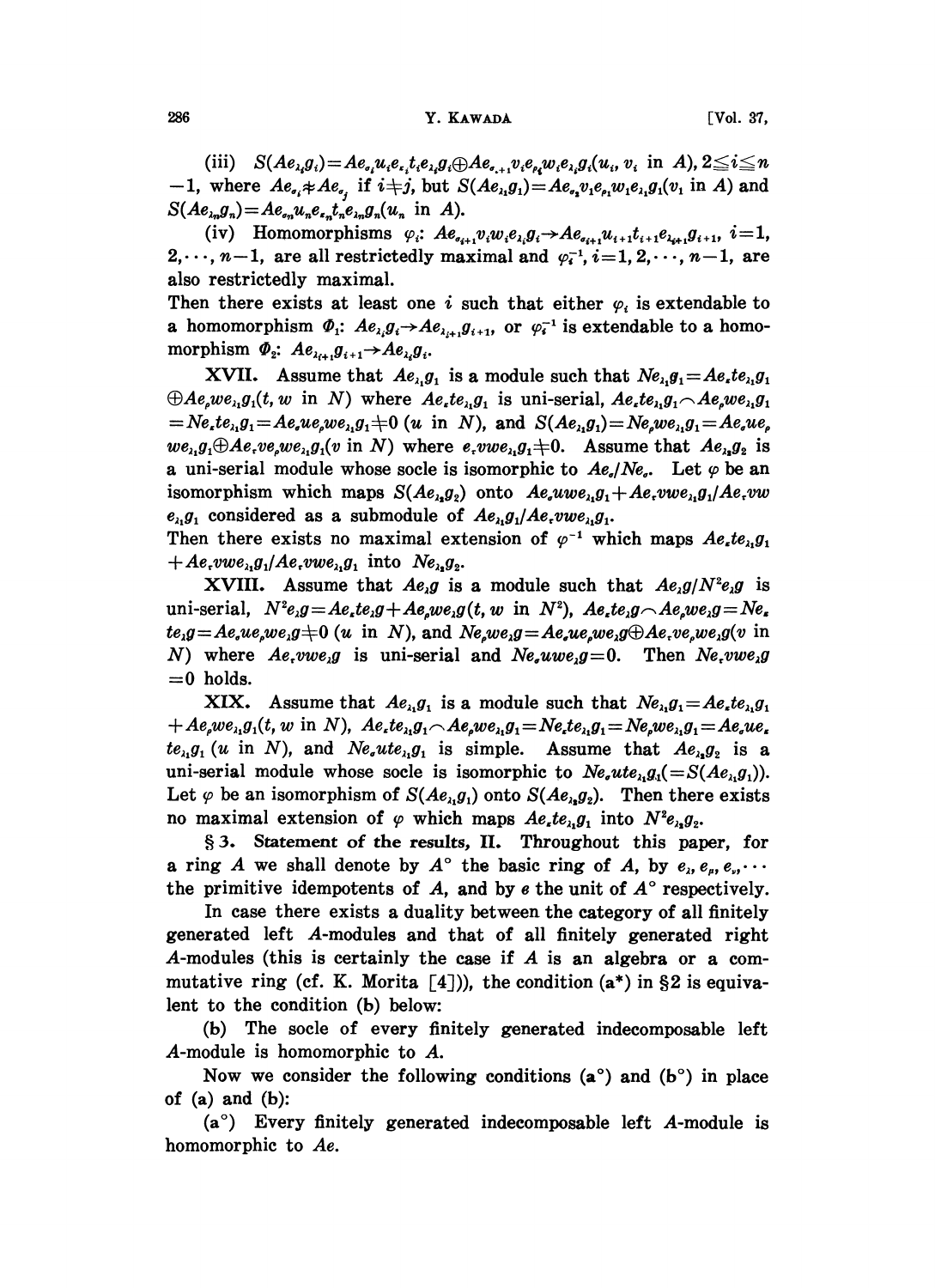(iii) $S(Ae_{\lambda_i}g_i)=Ae_{\sigma_i}u_ie_{\epsilon_i}t_ie_{\lambda_i}g_i\oplus Ae_{\sigma_{i+1}}v_ie_{\rho_i}w_ie_{\lambda_i}g_i(u_i, v_i \text{ in } A)$, $2\leqq i\leqq n-1$, where $Ae_{\sigma_i}\not\approx Ae_{\sigma_j}$ if $i\neq j$, but $S(Ae_{\lambda_1}g_1)=Ae_{\sigma_2}v_1e_{\rho_1}w_1e_{\lambda_1}g_1(v_1 \text{ in } A)$ and $S(Ae_{\lambda_n}g_n)=Ae_{\sigma_n}u_ne_{\epsilon_n}t_ne_{\lambda_n}g_n(u_n \text{ in } A)$.

(iv) Homomorphisms $\varphi_i$: $Ae_{\sigma_{i+1}}v_iw_ie_{\lambda_i}g_i\to Ae_{\sigma_{i+1}}u_{i+1}t_{i+1}e_{\lambda_{i+1}}g_{i+1}$, $i=1, 2,\cdots, n-1$, are all restrictedly maximal and $\varphi_i^{-1}$, $i=1,2,\cdots,n-1$, are also restrictedly maximal.

Then there exists at least one $i$ such that either $\varphi_i$ is extendable to a homomorphism $\Phi_1$: $Ae_{\lambda_i}g_i\to Ae_{\lambda_{i+1}}g_{i+1}$, or $\varphi_i^{-1}$ is extendable to a homomorphism $\Phi_2$: $Ae_{\lambda_{i+1}}g_{i+1}\to Ae_{\lambda_i}g_i$.

**XVII.** Assume that $Ae_{\lambda_1}g_1$ is a module such that $Ne_{\lambda_1}g_1=Ae_\epsilon te_{\lambda_1}g_1 \oplus Ae_\rho we_{\lambda_1}g_1(t, w \text{ in } N)$ where $Ae_\epsilon te_{\lambda_1}g_1$ is uni-serial, $Ae_\epsilon te_{\lambda_1}g_1\frown Ae_\rho we_{\lambda_1}g_1 =Ne_\epsilon te_{\lambda_1}g_1=Ae_\sigma ue_\rho we_{\lambda_1}g_1\neq 0$ ($u$ in $N$), and $S(Ae_{\lambda_1}g_1)=Ne_\rho we_{\lambda_1}g_1=Ae_\sigma ue_\rho we_{\lambda_1}g_1\oplus Ae_\tau ve_\rho we_{\lambda_1}g_1(v \text{ in } N)$ where $e_\tau vwe_{\lambda_1}g_1\neq 0$. Assume that $Ae_{\lambda_2}g_2$ is a uni-serial module whose socle is isomorphic to $Ae_\sigma/Ne_\sigma$. Let $\varphi$ be an isomorphism which maps $S(Ae_{\lambda_2}g_2)$ onto $Ae_\sigma uwe_{\lambda_1}g_1+Ae_\tau vwe_{\lambda_1}g_1/Ae_\tau vw e_{\lambda_1}g_1$ considered as a submodule of $Ae_{\lambda_1}g_1/Ae_\tau vwe_{\lambda_1}g_1$.

Then there exists no maximal extension of $\varphi^{-1}$ which maps $Ae_\epsilon te_{\lambda_1}g_1 +Ae_\tau vwe_{\lambda_1}g_1/Ae_\tau vwe_{\lambda_1}g_1$ into $Ne_{\lambda_2}g_2$.

**XVIII.** Assume that $Ae_\lambda g$ is a module such that $Ae_\lambda g/N^2e_\lambda g$ is uni-serial, $N^2e_\lambda g=Ae_\epsilon te_\lambda g+Ae_\rho we_\lambda g(t, w \text{ in } N^2)$, $Ae_\epsilon te_\lambda g\frown Ae_\rho we_\lambda g=Ne_\epsilon te_\lambda g=Ae_\sigma ue_\rho we_\lambda g\neq 0$ ($u$ in $N$), and $Ne_\rho we_\lambda g=Ae_\sigma ue_\rho we_\lambda g\oplus Ae_\tau ve_\rho we_\lambda g(v$ in $N)$ where $Ae_\tau vwe_\lambda g$ is uni-serial and $Ne_\sigma uwe_\lambda g=0$. Then $Ne_\tau vwe_\lambda g =0$ holds.

**XIX.** Assume that $Ae_{\lambda_1}g_1$ is a module such that $Ne_{\lambda_1}g_1=Ae_\epsilon te_{\lambda_1}g_1 +Ae_\rho we_{\lambda_1}g_1(t, w \text{ in } N)$, $Ae_\epsilon te_{\lambda_1}g_1\frown Ae_\rho we_{\lambda_1}g_1=Ne_\epsilon te_{\lambda_1}g_1=Ne_\rho we_{\lambda_1}g_1=Ae_\sigma ue_\epsilon te_{\lambda_1}g_1$ ($u$ in $N$), and $Ne_\sigma ute_{\lambda_1}g_1$ is simple. Assume that $Ae_{\lambda_2}g_2$ is a uni-serial module whose socle is isomorphic to $Ne_\sigma ute_{\lambda_1}g_1(=S(Ae_{\lambda_1}g_1))$. Let $\varphi$ be an isomorphism of $S(Ae_{\lambda_1}g_1)$ onto $S(Ae_{\lambda_2}g_2)$. Then there exists no maximal extension of $\varphi$ which maps $Ae_\epsilon te_{\lambda_1}g_1$ into $N^2e_{\lambda_2}g_2$.

## § 3. Statement of the results, II.

Throughout this paper, for a ring $A$ we shall denote by $A^\circ$ the basic ring of $A$, by $e_\lambda, e_\rho, e_\nu,\cdots$ the primitive idempotents of $A$, and by $e$ the unit of $A^\circ$ respectively.

In case there exists a duality between the category of all finitely generated left $A$-modules and that of all finitely generated right $A$-modules (this is certainly the case if $A$ is an algebra or a commutative ring (cf. K. Morita [4])), the condition (a*) in §2 is equivalent to the condition (b) below:

(b) The socle of every finitely generated indecomposable left $A$-module is homomorphic to $A$.

Now we consider the following conditions (a°) and (b°) in place of (a) and (b):

(a°) Every finitely generated indecomposable left $A$-module is homomorphic to $Ae$.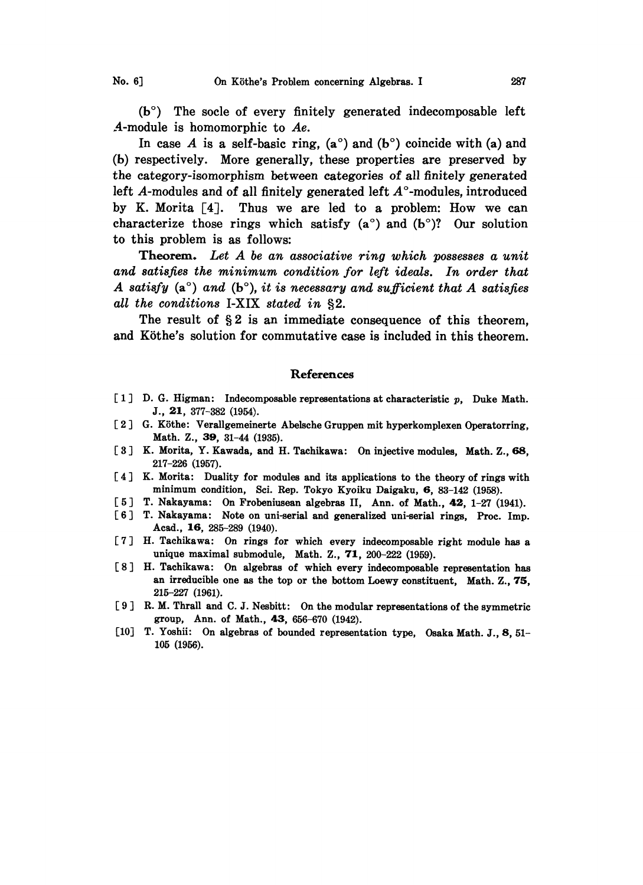(b°) The socle of every finitely generated indecomposable left $A$-module is homomorphic to $Ae$.

In case $A$ is a self-basic ring, (a°) and (b°) coincide with (a) and (b) respectively. More generally, these properties are preserved by the category-isomorphism between categories of all finitely generated left $A$-modules and of all finitely generated left $A^\circ$-modules, introduced by K. Morita [4]. Thus we are led to a problem: How we can characterize those rings which satisfy (a°) and (b°)? Our solution to this problem is as follows:

**Theorem.** *Let $A$ be an associative ring which possesses a unit and satisfies the minimum condition for left ideals. In order that $A$ satisfy* (a°) *and* (b°), *it is necessary and sufficient that $A$ satisfies all the conditions* I-XIX *stated in* §2.

The result of §2 is an immediate consequence of this theorem, and Köthe's solution for commutative case is included in this theorem.

## References

[1] D. G. Higman: Indecomposable representations at characteristic $p$, Duke Math. J., **21**, 377-382 (1954).

[2] G. Köthe: Verallgemeinerte Abelsche Gruppen mit hyperkomplexen Operatorring, Math. Z., **39**, 31-44 (1935).

[3] K. Morita, Y. Kawada, and H. Tachikawa: On injective modules, Math. Z., **68**, 217-226 (1957).

[4] K. Morita: Duality for modules and its applications to the theory of rings with minimum condition, Sci. Rep. Tokyo Kyoiku Daigaku, **6**, 83-142 (1958).

[5] T. Nakayama: On Frobeniusean algebras II, Ann. of Math., **42**, 1-27 (1941).

[6] T. Nakayama: Note on uni-serial and generalized uni-serial rings, Proc. Imp. Acad., **16**, 285-289 (1940).

[7] H. Tachikawa: On rings for which every indecomposable right module has a unique maximal submodule, Math. Z., **71**, 200-222 (1959).

[8] H. Tachikawa: On algebras of which every indecomposable representation has an irreducible one as the top or the bottom Loewy constituent, Math. Z., **75**, 215-227 (1961).

[9] R. M. Thrall and C. J. Nesbitt: On the modular representations of the symmetric group, Ann. of Math., **43**, 656-670 (1942).

[10] T. Yoshii: On algebras of bounded representation type, Osaka Math. J., **8**, 51-105 (1956).